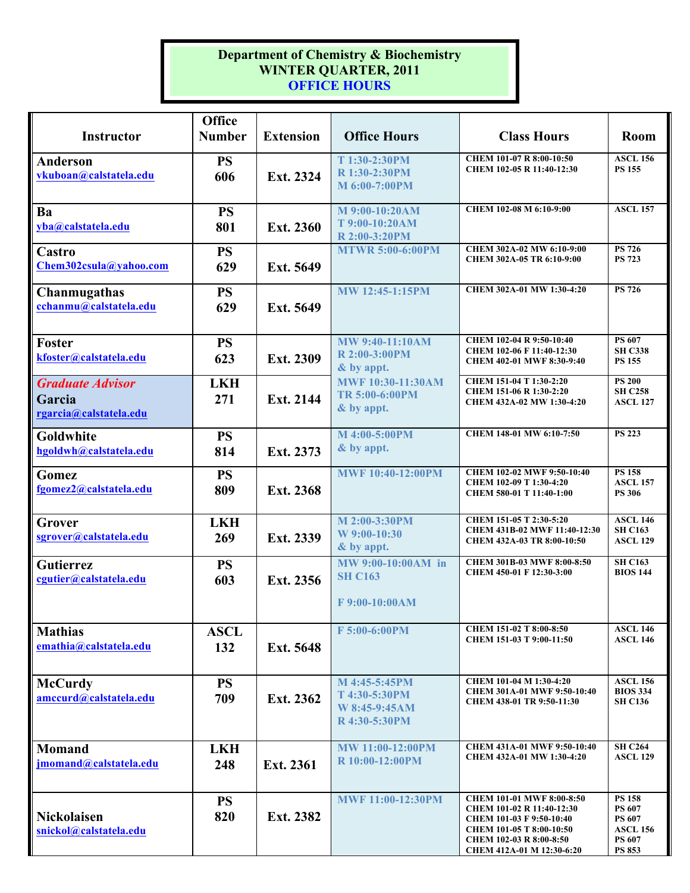**Department of Chemistry & Biochemistry**
**WINTER QUARTER, 2011**
**OFFICE HOURS**

| Instructor | Office Number | Extension | Office Hours | Class Hours | Room |
|---|---|---|---|---|---|
| **Anderson** vkuboan@calstatela.edu | PS 606 | Ext. 2324 | T 1:30-2:30PM<br>R 1:30-2:30PM<br>M 6:00-7:00PM | CHEM 101-07 R 8:00-10:50<br>CHEM 102-05 R 11:40-12:30 | ASCL 156<br>PS 155 |
| **Ba** yba@calstatela.edu | PS 801 | Ext. 2360 | M 9:00-10:20AM<br>T 9:00-10:20AM<br>R 2:00-3:20PM | CHEM 102-08 M 6:10-9:00 | ASCL 157 |
| **Castro** Chem302csula@yahoo.com | PS 629 | Ext. 5649 | MTWR 5:00-6:00PM | CHEM 302A-02 MW 6:10-9:00<br>CHEM 302A-05 TR 6:10-9:00 | PS 726<br>PS 723 |
| **Chanmugathas** cchanmu@calstatela.edu | PS 629 | Ext. 5649 | MW 12:45-1:15PM | CHEM 302A-01 MW 1:30-4:20 | PS 726 |
| **Foster** kfoster@calstatela.edu | PS 623 | Ext. 2309 | MW 9:40-11:10AM<br>R 2:00-3:00PM<br>& by appt. | CHEM 102-04 R 9:50-10:40<br>CHEM 102-06 F 11:40-12:30<br>CHEM 402-01 MWF 8:30-9:40 | PS 607<br>SH C338<br>PS 155 |
| *Graduate Advisor* **Garcia** rgarcia@calstatela.edu | LKH 271 | Ext. 2144 | MWF 10:30-11:30AM<br>TR 5:00-6:00PM<br>& by appt. | CHEM 151-04 T 1:30-2:20<br>CHEM 151-06 R 1:30-2:20<br>CHEM 432A-02 MW 1:30-4:20 | PS 200<br>SH C258<br>ASCL 127 |
| **Goldwhite** hgoldwh@calstatela.edu | PS 814 | Ext. 2373 | M 4:00-5:00PM<br>& by appt. | CHEM 148-01 MW 6:10-7:50 | PS 223 |
| **Gomez** fgomez2@calstatela.edu | PS 809 | Ext. 2368 | MWF 10:40-12:00PM | CHEM 102-02 MWF 9:50-10:40<br>CHEM 102-09 T 1:30-4:20<br>CHEM 580-01 T 11:40-1:00 | PS 158<br>ASCL 157<br>PS 306 |
| **Grover** sgrover@calstatela.edu | LKH 269 | Ext. 2339 | M 2:00-3:30PM<br>W 9:00-10:30<br>& by appt. | CHEM 151-05 T 2:30-5:20<br>CHEM 431B-02 MWF 11:40-12:30<br>CHEM 432A-03 TR 8:00-10:50 | ASCL 146<br>SH C163<br>ASCL 129 |
| **Gutierrez** cgutier@calstatela.edu | PS 603 | Ext. 2356 | MW 9:00-10:00AM in SH C163<br><br>F 9:00-10:00AM | CHEM 301B-03 MWF 8:00-8:50<br>CHEM 450-01 F 12:30-3:00 | SH C163<br>BIOS 144 |
| **Mathias** emathia@calstatela.edu | ASCL 132 | Ext. 5648 | F 5:00-6:00PM | CHEM 151-02 T 8:00-8:50<br>CHEM 151-03 T 9:00-11:50 | ASCL 146<br>ASCL 146 |
| **McCurdy** amccurd@calstatela.edu | PS 709 | Ext. 2362 | M 4:45-5:45PM<br>T 4:30-5:30PM<br>W 8:45-9:45AM<br>R 4:30-5:30PM | CHEM 101-04 M 1:30-4:20<br>CHEM 301A-01 MWF 9:50-10:40<br>CHEM 438-01 TR 9:50-11:30 | ASCL 156<br>BIOS 334<br>SH C136 |
| **Momand** jmomand@calstatela.edu | LKH 248 | Ext. 2361 | MW 11:00-12:00PM<br>R 10:00-12:00PM | CHEM 431A-01 MWF 9:50-10:40<br>CHEM 432A-01 MW 1:30-4:20 | SH C264<br>ASCL 129 |
| **Nickolaisen** snickol@calstatela.edu | PS 820 | Ext. 2382 | MWF 11:00-12:30PM | CHEM 101-01 MWF 8:00-8:50<br>CHEM 101-02 R 11:40-12:30<br>CHEM 101-03 F 9:50-10:40<br>CHEM 101-05 T 8:00-10:50<br>CHEM 102-03 R 8:00-8:50<br>CHEM 412A-01 M 12:30-6:20 | PS 158<br>PS 607<br>PS 607<br>ASCL 156<br>PS 607<br>PS 853 |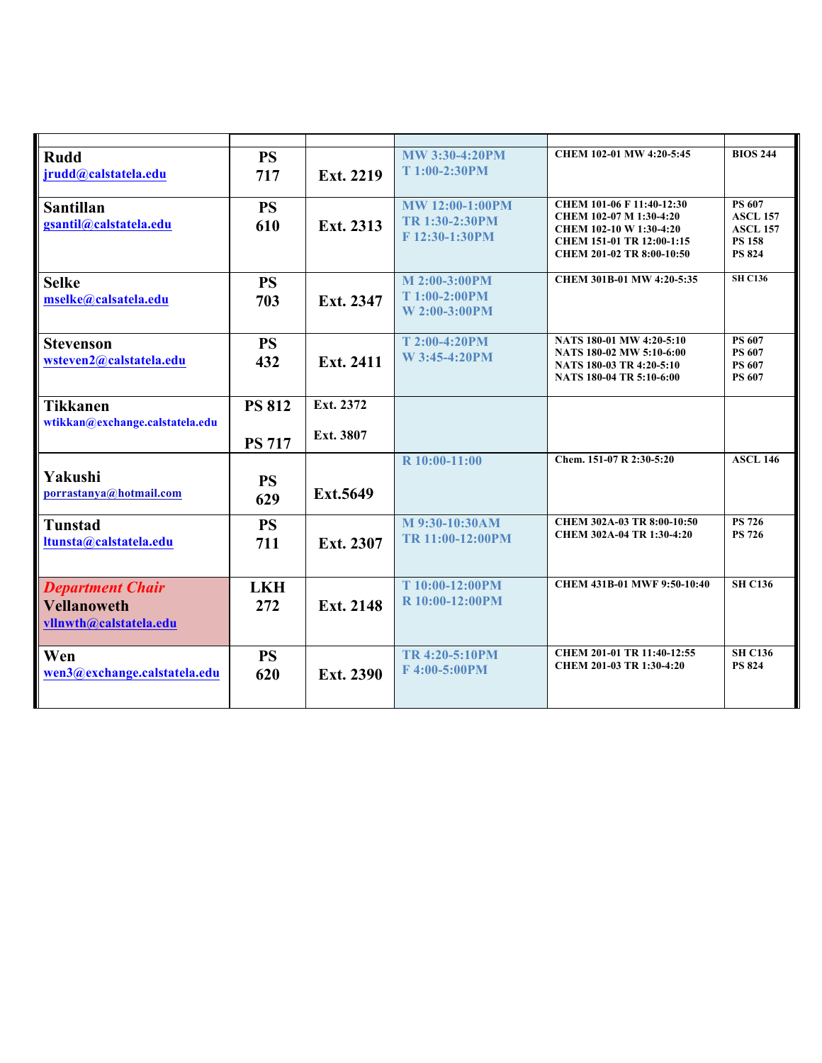| | | | | | |
|---|---|---|---|---|---|
| **Rudd** jrudd@calstatela.edu | **PS 717** | **Ext. 2219** | MW 3:30-4:20PM<br>T 1:00-2:30PM | CHEM 102-01 MW 4:20-5:45 | BIOS 244 |
| **Santillan** gsantil@calstatela.edu | **PS 610** | **Ext. 2313** | MW 12:00-1:00PM<br>TR 1:30-2:30PM<br>F 12:30-1:30PM | CHEM 101-06 F 11:40-12:30<br>CHEM 102-07 M 1:30-4:20<br>CHEM 102-10 W 1:30-4:20<br>CHEM 151-01 TR 12:00-1:15<br>CHEM 201-02 TR 8:00-10:50 | PS 607<br>ASCL 157<br>ASCL 157<br>PS 158<br>PS 824 |
| **Selke** mselke@calsatela.edu | **PS 703** | **Ext. 2347** | M 2:00-3:00PM<br>T 1:00-2:00PM<br>W 2:00-3:00PM | CHEM 301B-01 MW 4:20-5:35 | SH C136 |
| **Stevenson** wsteven2@calstatela.edu | **PS 432** | **Ext. 2411** | T 2:00-4:20PM<br>W 3:45-4:20PM | NATS 180-01 MW 4:20-5:10<br>NATS 180-02 MW 5:10-6:00<br>NATS 180-03 TR 4:20-5:10<br>NATS 180-04 TR 5:10-6:00 | PS 607<br>PS 607<br>PS 607<br>PS 607 |
| **Tikkanen** wtikkan@exchange.calstatela.edu | **PS 812**<br>**PS 717** | **Ext. 2372**<br>**Ext. 3807** | | | |
| **Yakushi** porrastanya@hotmail.com | **PS 629** | **Ext.5649** | R 10:00-11:00 | Chem. 151-07 R 2:30-5:20 | ASCL 146 |
| **Tunstad** ltunsta@calstatela.edu | **PS 711** | **Ext. 2307** | M 9:30-10:30AM<br>TR 11:00-12:00PM | CHEM 302A-03 TR 8:00-10:50<br>CHEM 302A-04 TR 1:30-4:20 | PS 726<br>PS 726 |
| ***Department Chair*** **Vellanoweth** vllnwth@calstatela.edu | **LKH 272** | **Ext. 2148** | T 10:00-12:00PM<br>R 10:00-12:00PM | CHEM 431B-01 MWF 9:50-10:40 | SH C136 |
| **Wen** wen3@exchange.calstatela.edu | **PS 620** | **Ext. 2390** | TR 4:20-5:10PM<br>F 4:00-5:00PM | CHEM 201-01 TR 11:40-12:55<br>CHEM 201-03 TR 1:30-4:20 | SH C136<br>PS 824 |